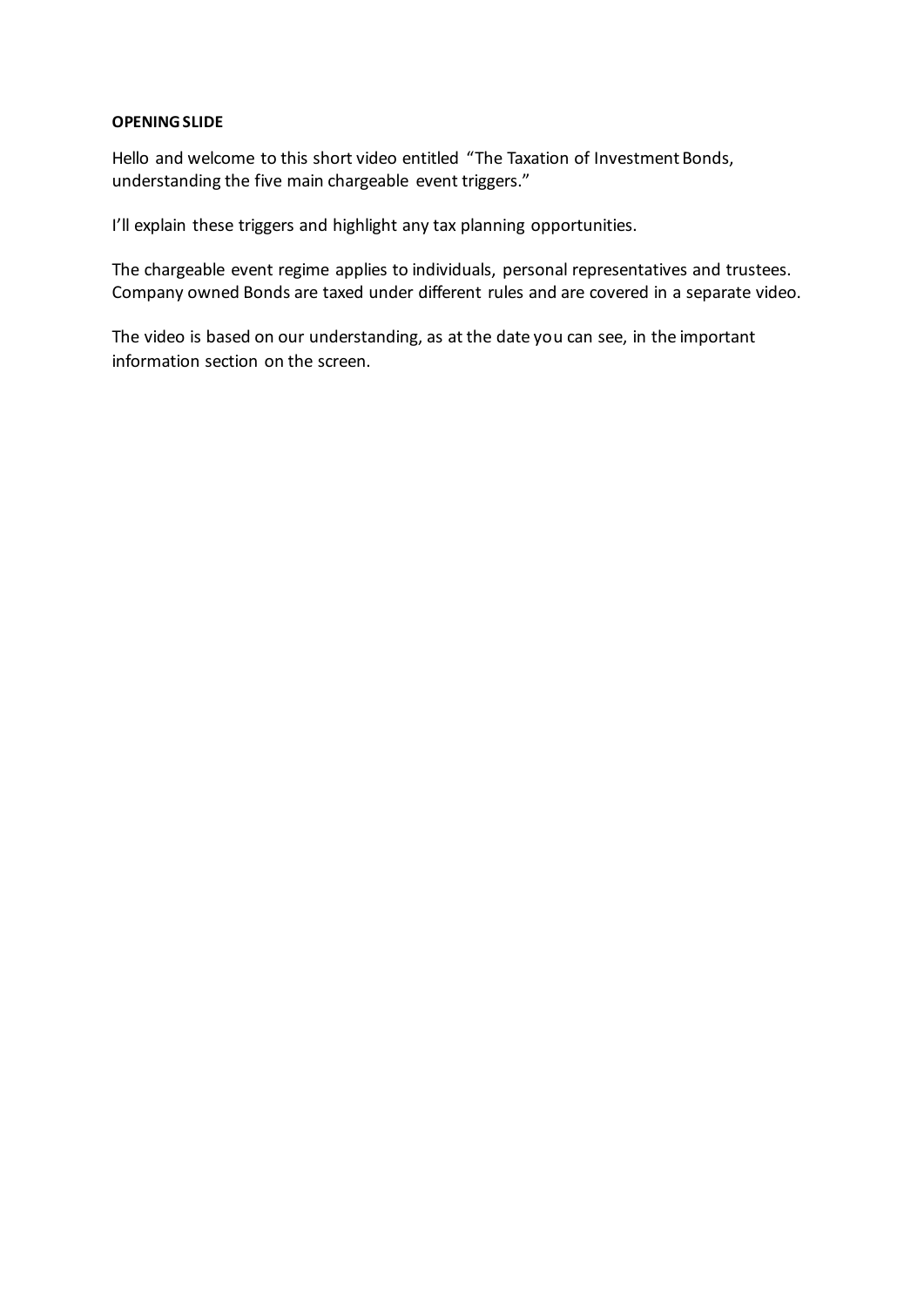**OPENING SLIDE**

Hello and welcome to this short video entitled "The Taxation of Investment Bonds, understanding the five main chargeable event triggers."

I'll explain these triggers and highlight any tax planning opportunities.

The chargeable event regime applies to individuals, personal representatives and trustees. Company owned Bonds are taxed under different rules and are covered in a separate video.

The video is based on our understanding, as at the date you can see, in the important information section on the screen.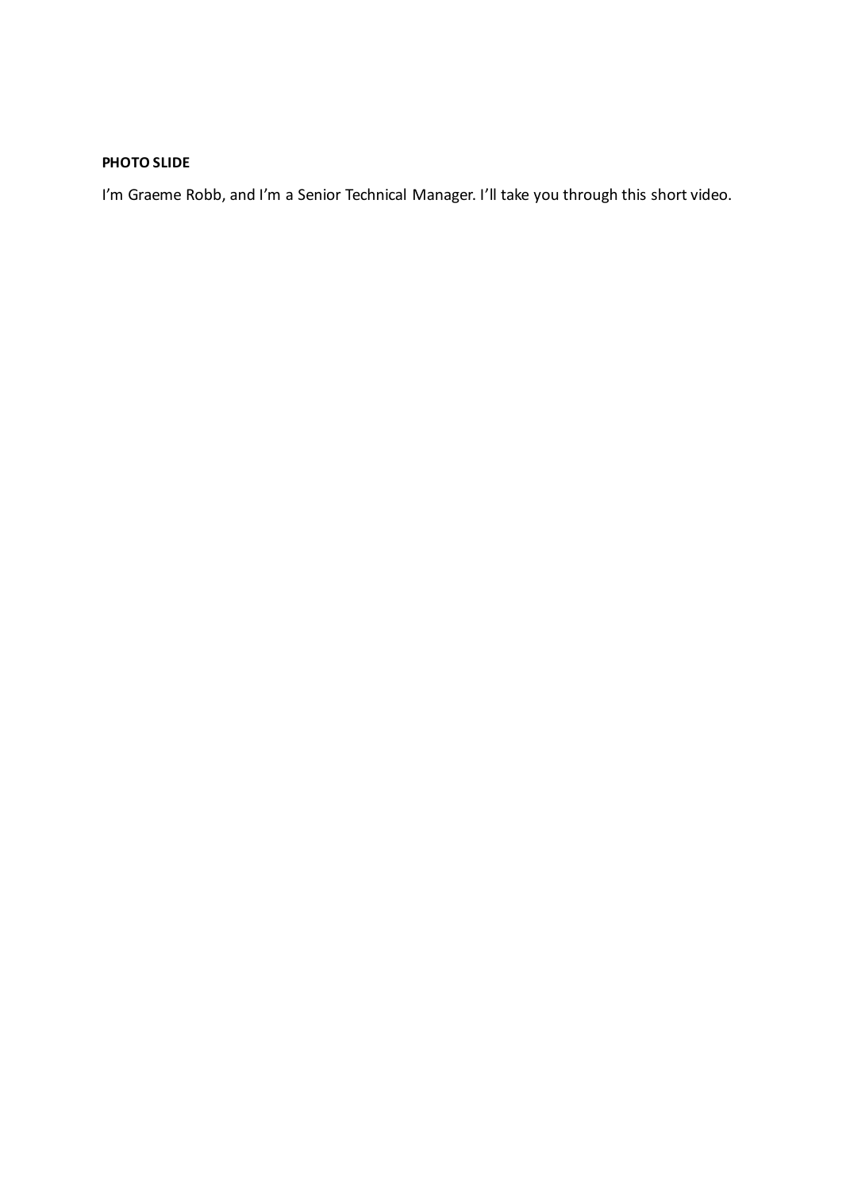**PHOTO SLIDE**

I'm Graeme Robb, and I'm a Senior Technical Manager. I'll take you through this short video.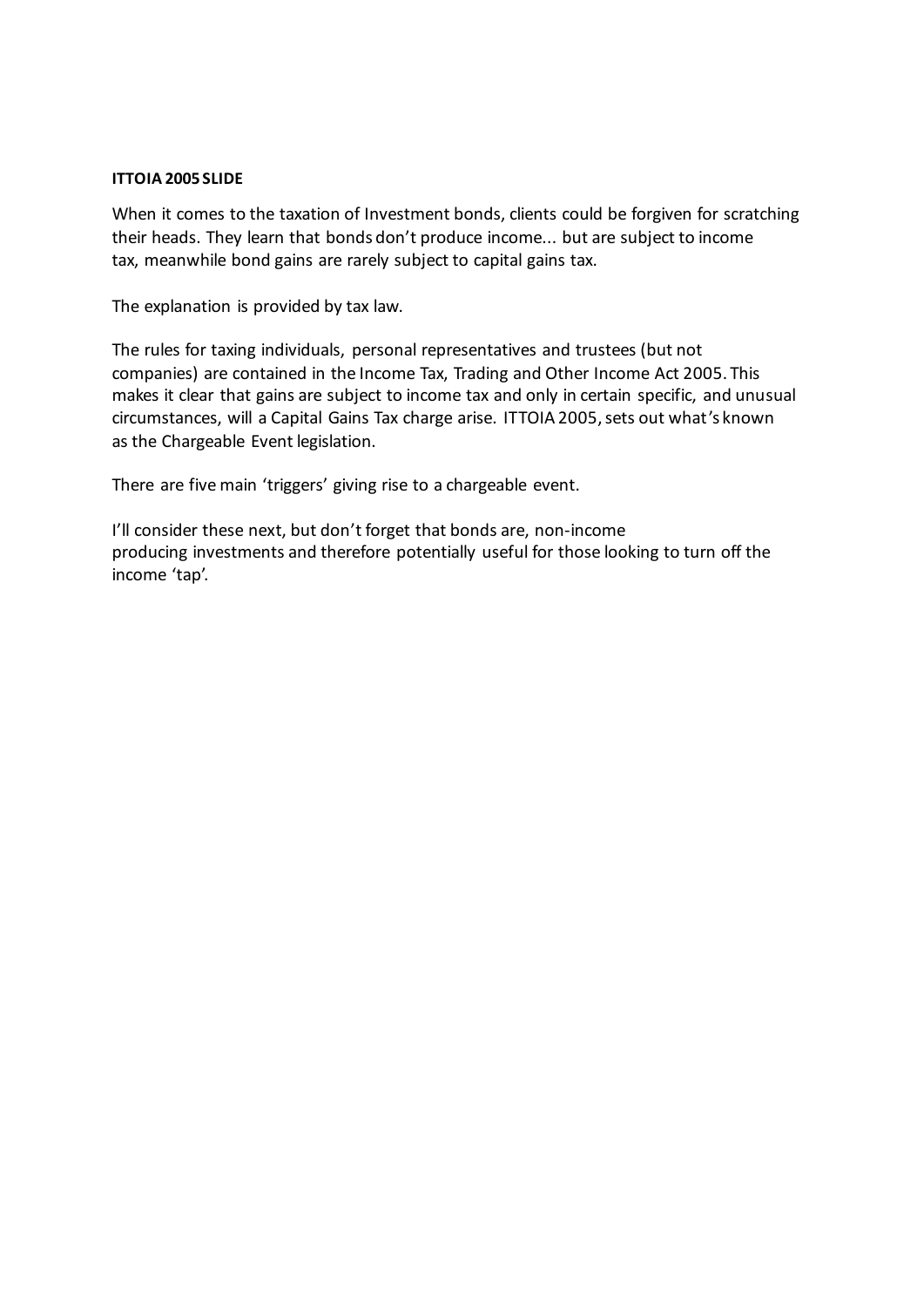**ITTOIA 2005 SLIDE**

When it comes to the taxation of Investment bonds, clients could be forgiven for scratching their heads. They learn that bonds don't produce income... but are subject to income tax, meanwhile bond gains are rarely subject to capital gains tax.

The explanation is provided by tax law.

The rules for taxing individuals, personal representatives and trustees (but not companies) are contained in the Income Tax, Trading and Other Income Act 2005. This makes it clear that gains are subject to income tax and only in certain specific, and unusual circumstances, will a Capital Gains Tax charge arise. ITTOIA 2005, sets out what's known as the Chargeable Event legislation.

There are five main 'triggers' giving rise to a chargeable event.

I'll consider these next, but don't forget that bonds are, non-income producing investments and therefore potentially useful for those looking to turn off the income 'tap'.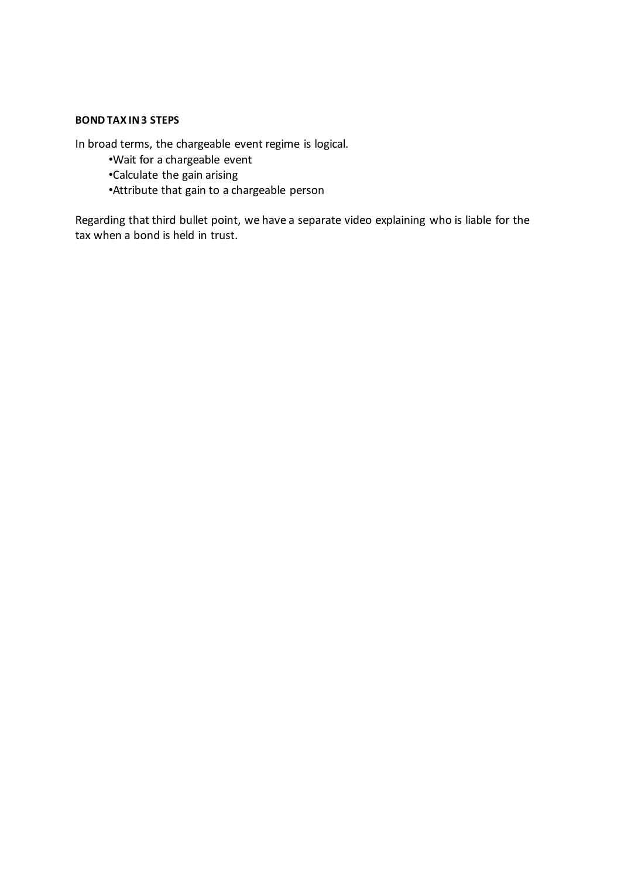**BOND TAX IN 3 STEPS**

In broad terms, the chargeable event regime is logical.

- Wait for a chargeable event
- Calculate the gain arising
- Attribute that gain to a chargeable person

Regarding that third bullet point, we have a separate video explaining who is liable for the tax when a bond is held in trust.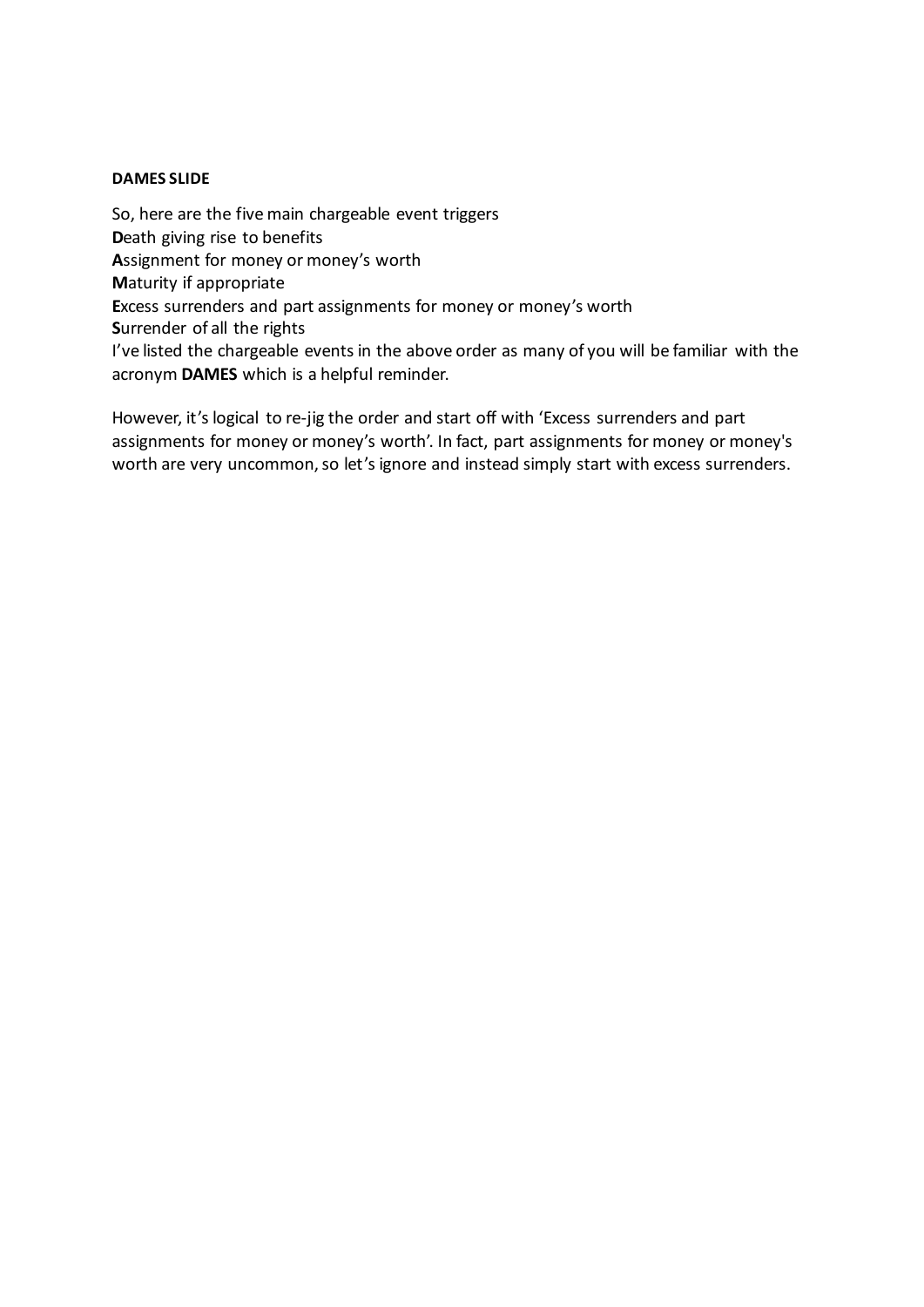**DAMES SLIDE**

So, here are the five main chargeable event triggers
**D**eath giving rise to benefits
**A**ssignment for money or money's worth
**M**aturity if appropriate
**E**xcess surrenders and part assignments for money or money's worth
**S**urrender of all the rights
I've listed the chargeable events in the above order as many of you will be familiar with the acronym **DAMES** which is a helpful reminder.

However, it's logical to re-jig the order and start off with 'Excess surrenders and part assignments for money or money's worth'. In fact, part assignments for money or money's worth are very uncommon, so let's ignore and instead simply start with excess surrenders.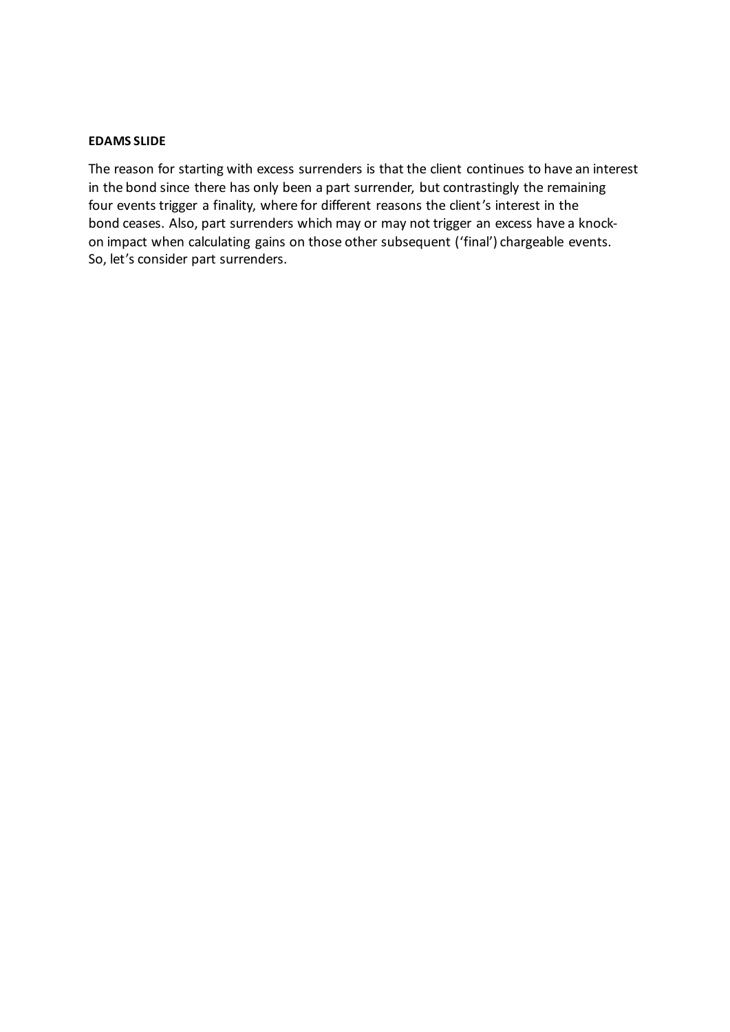**EDAMS SLIDE**

The reason for starting with excess surrenders is that the client continues to have an interest in the bond since there has only been a part surrender, but contrastingly the remaining four events trigger a finality, where for different reasons the client's interest in the bond ceases. Also, part surrenders which may or may not trigger an excess have a knock-on impact when calculating gains on those other subsequent ('final') chargeable events. So, let's consider part surrenders.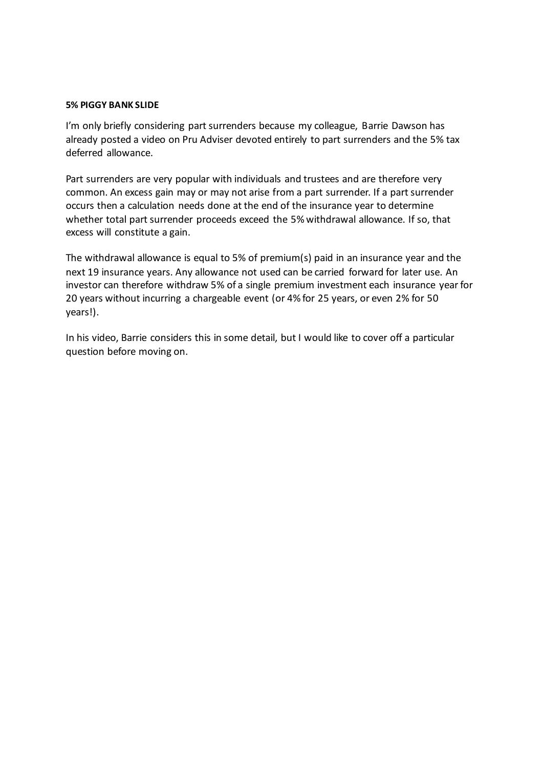**5% PIGGY BANK SLIDE**

I'm only briefly considering part surrenders because my colleague, Barrie Dawson has already posted a video on Pru Adviser devoted entirely to part surrenders and the 5% tax deferred allowance.

Part surrenders are very popular with individuals and trustees and are therefore very common. An excess gain may or may not arise from a part surrender. If a part surrender occurs then a calculation needs done at the end of the insurance year to determine whether total part surrender proceeds exceed the 5% withdrawal allowance. If so, that excess will constitute a gain.

The withdrawal allowance is equal to 5% of premium(s) paid in an insurance year and the next 19 insurance years. Any allowance not used can be carried forward for later use. An investor can therefore withdraw 5% of a single premium investment each insurance year for 20 years without incurring a chargeable event (or 4% for 25 years, or even 2% for 50 years!).

In his video, Barrie considers this in some detail, but I would like to cover off a particular question before moving on.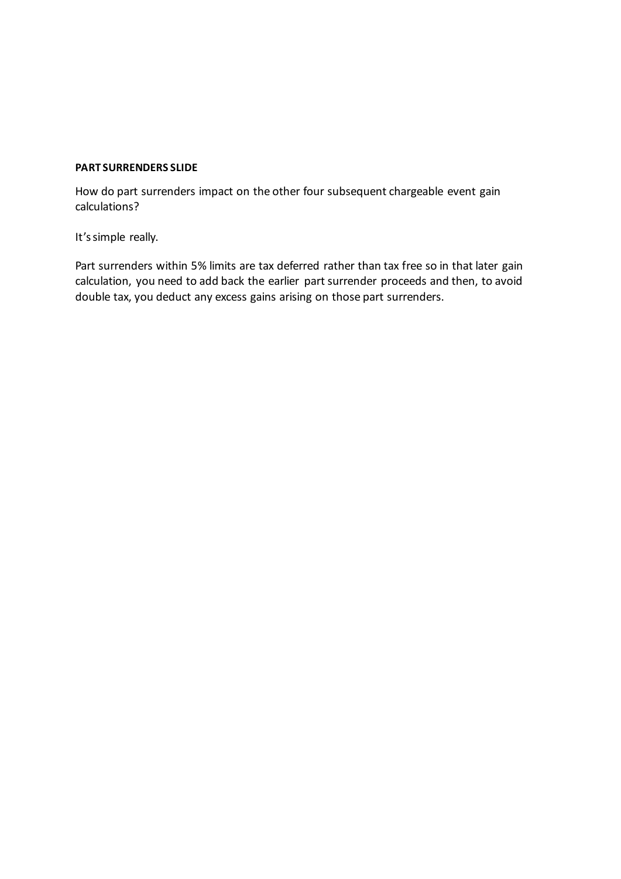**PART SURRENDERS SLIDE**

How do part surrenders impact on the other four subsequent chargeable event gain calculations?

It's simple really.

Part surrenders within 5% limits are tax deferred rather than tax free so in that later gain calculation, you need to add back the earlier part surrender proceeds and then, to avoid double tax, you deduct any excess gains arising on those part surrenders.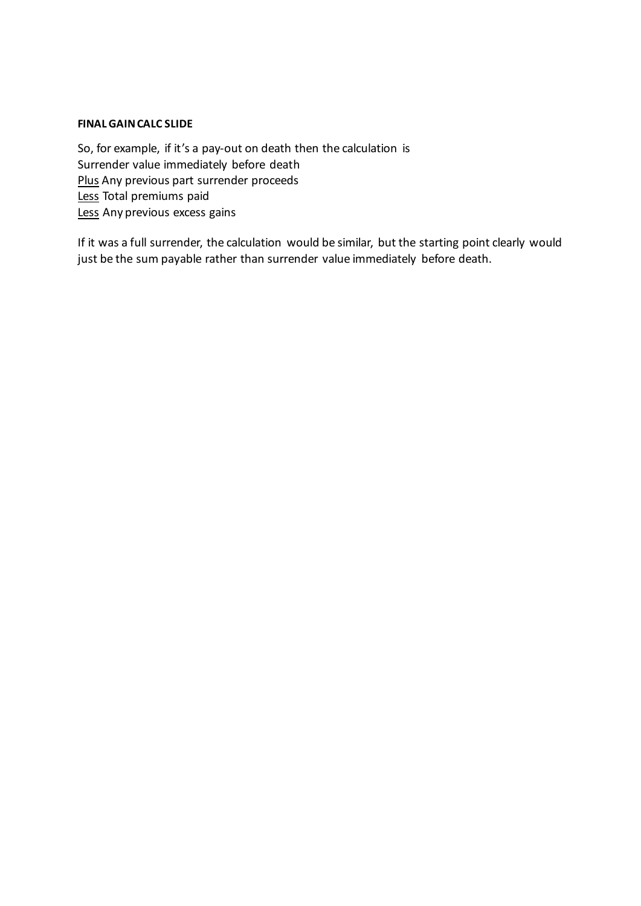**FINAL GAIN CALC SLIDE**

So, for example, if it's a pay-out on death then the calculation is
Surrender value immediately before death
<u>Plus</u> Any previous part surrender proceeds
<u>Less</u> Total premiums paid
<u>Less</u> Any previous excess gains

If it was a full surrender, the calculation would be similar, but the starting point clearly would just be the sum payable rather than surrender value immediately before death.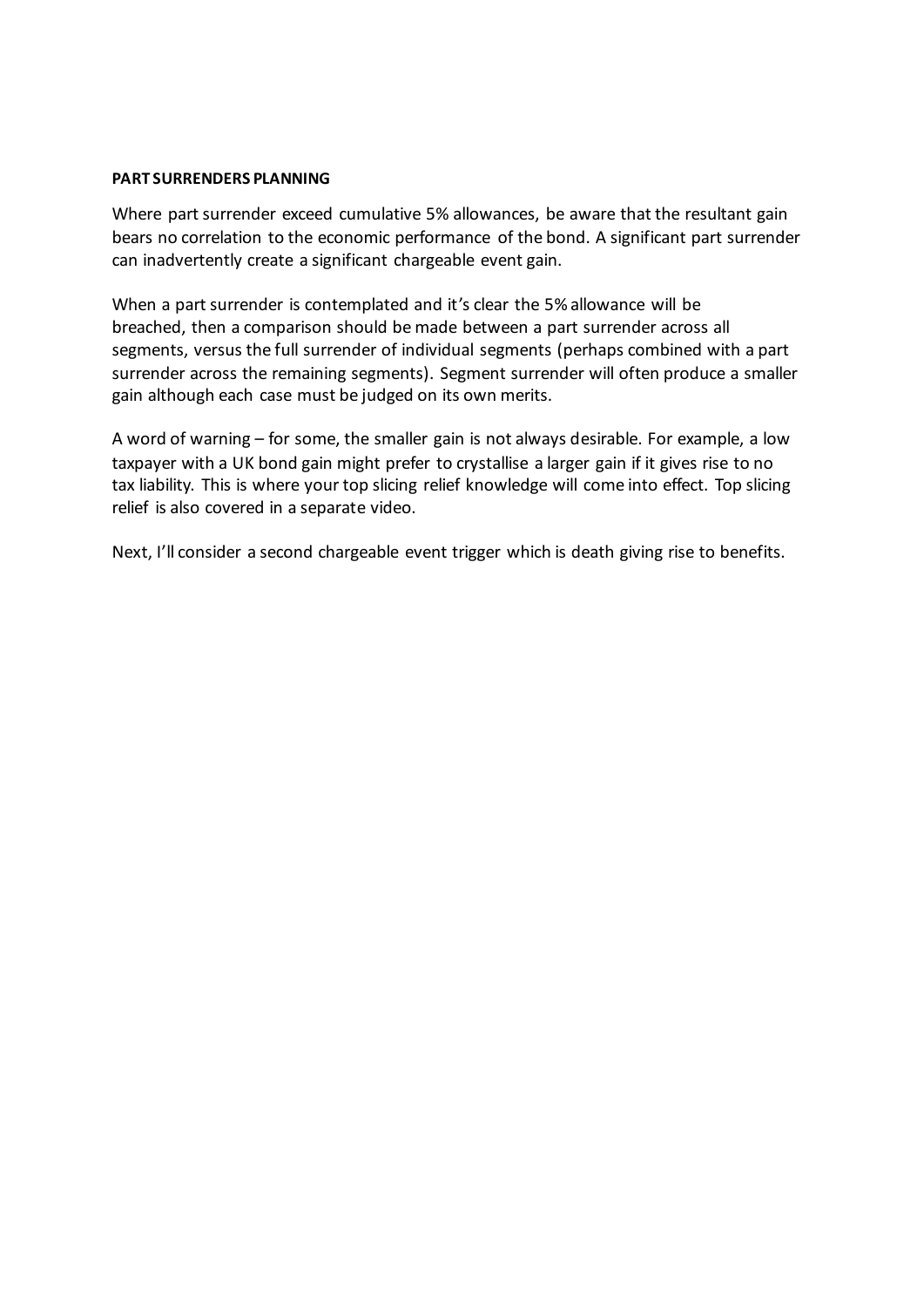**PART SURRENDERS PLANNING**

Where part surrender exceed cumulative 5% allowances, be aware that the resultant gain bears no correlation to the economic performance of the bond. A significant part surrender can inadvertently create a significant chargeable event gain.

When a part surrender is contemplated and it's clear the 5% allowance will be breached, then a comparison should be made between a part surrender across all segments, versus the full surrender of individual segments (perhaps combined with a part surrender across the remaining segments). Segment surrender will often produce a smaller gain although each case must be judged on its own merits.

A word of warning – for some, the smaller gain is not always desirable. For example, a low taxpayer with a UK bond gain might prefer to crystallise a larger gain if it gives rise to no tax liability. This is where your top slicing relief knowledge will come into effect. Top slicing relief is also covered in a separate video.

Next, I'll consider a second chargeable event trigger which is death giving rise to benefits.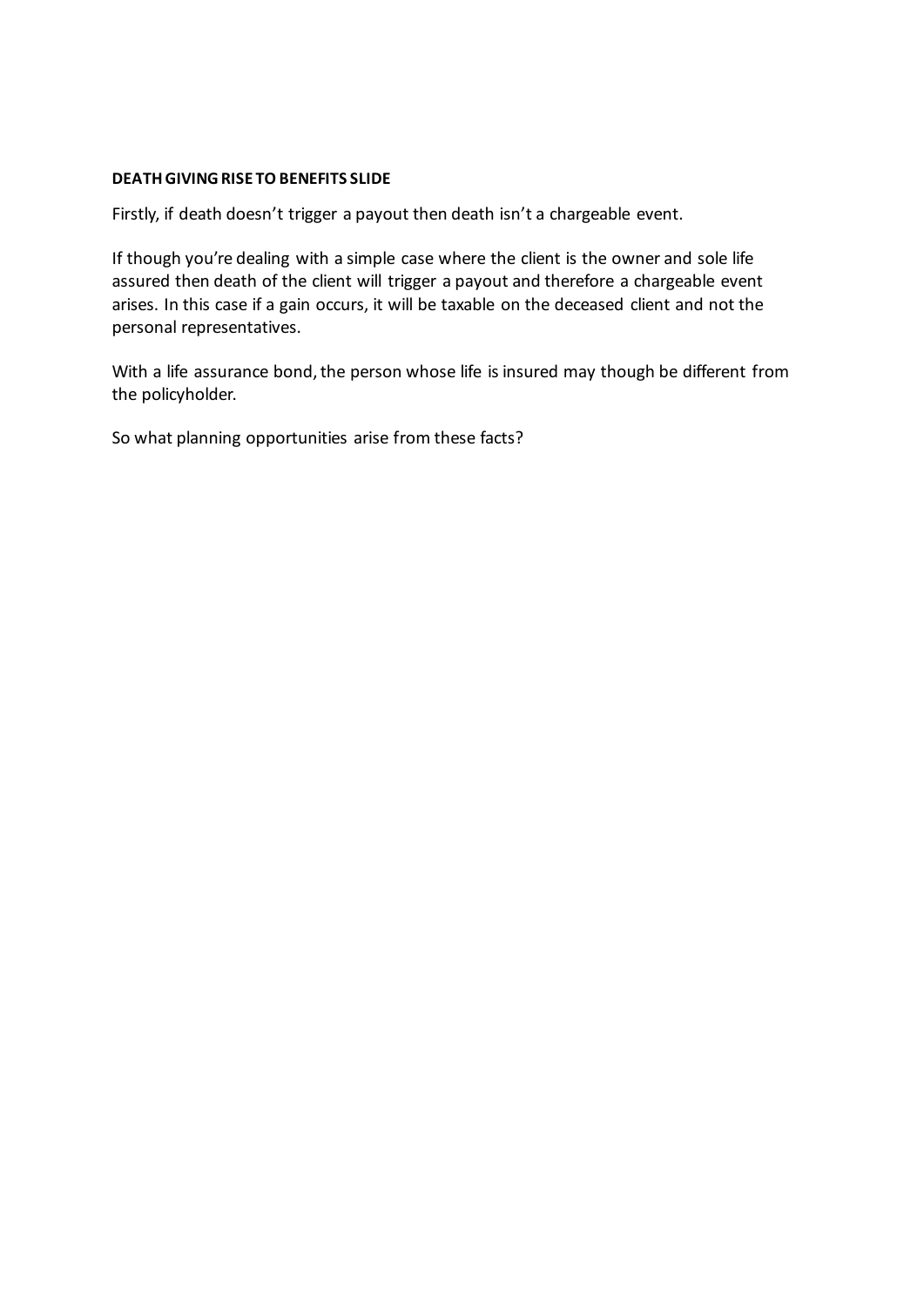**DEATH GIVING RISE TO BENEFITS SLIDE**

Firstly, if death doesn't trigger a payout then death isn't a chargeable event.

If though you're dealing with a simple case where the client is the owner and sole life assured then death of the client will trigger a payout and therefore a chargeable event arises. In this case if a gain occurs, it will be taxable on the deceased client and not the personal representatives.

With a life assurance bond, the person whose life is insured may though be different from the policyholder.

So what planning opportunities arise from these facts?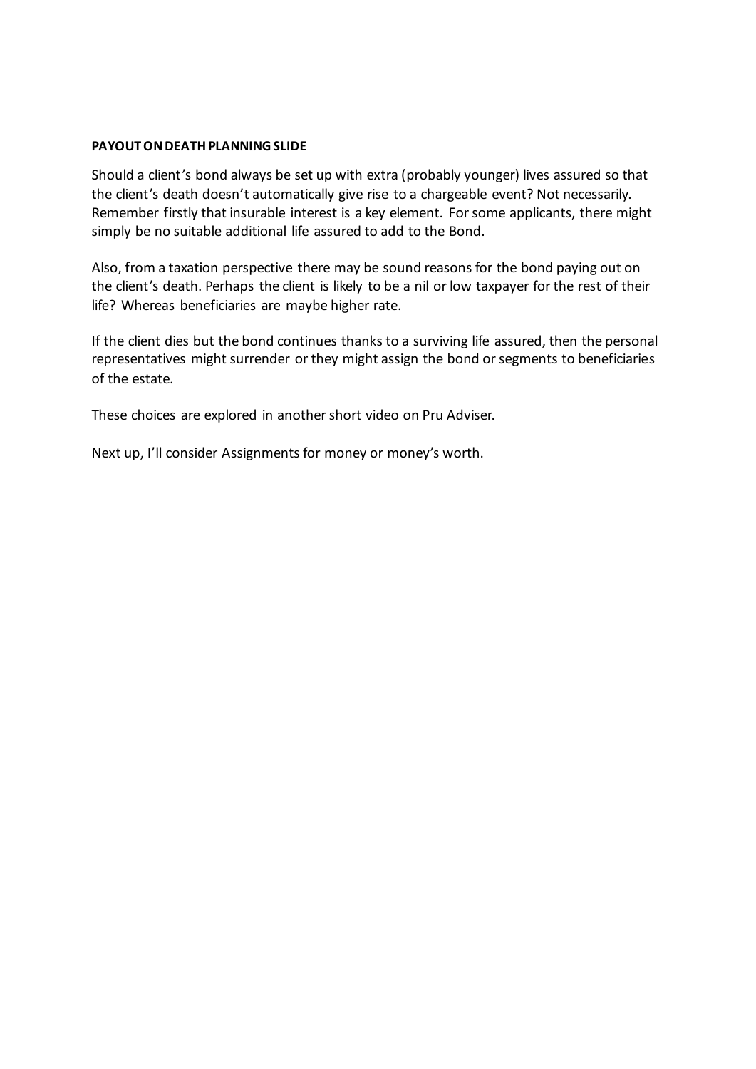**PAYOUT ON DEATH PLANNING SLIDE**

Should a client's bond always be set up with extra (probably younger) lives assured so that the client's death doesn't automatically give rise to a chargeable event? Not necessarily. Remember firstly that insurable interest is a key element. For some applicants, there might simply be no suitable additional life assured to add to the Bond.

Also, from a taxation perspective there may be sound reasons for the bond paying out on the client's death. Perhaps the client is likely to be a nil or low taxpayer for the rest of their life? Whereas beneficiaries are maybe higher rate.

If the client dies but the bond continues thanks to a surviving life assured, then the personal representatives might surrender or they might assign the bond or segments to beneficiaries of the estate.

These choices are explored in another short video on Pru Adviser.

Next up, I'll consider Assignments for money or money's worth.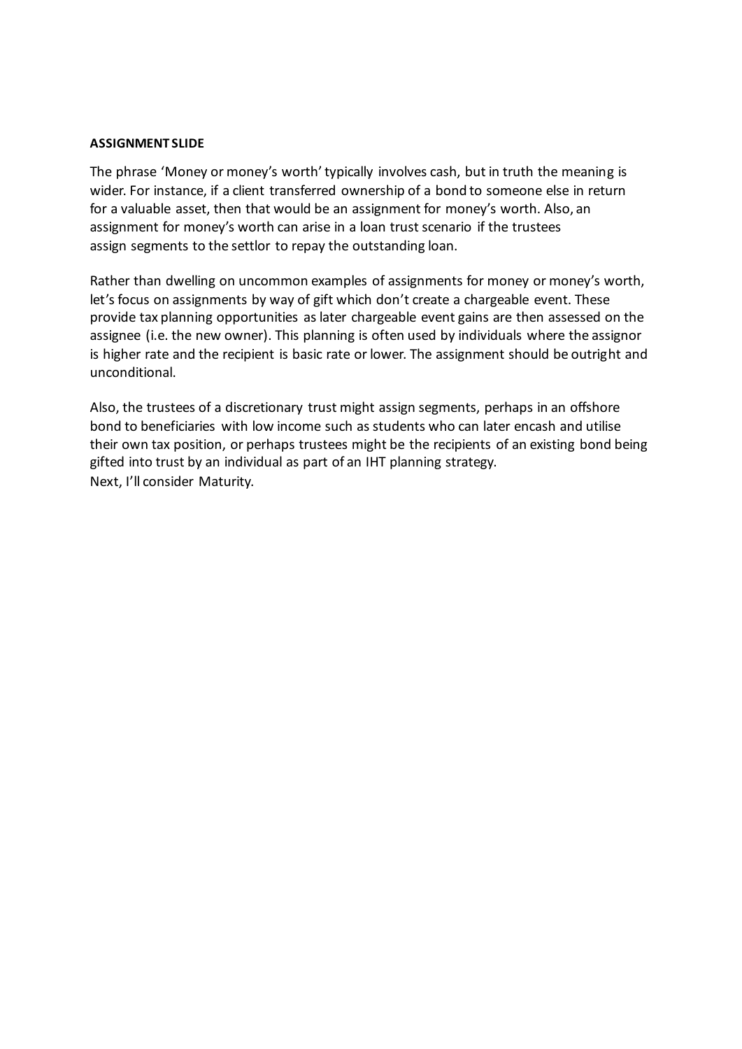**ASSIGNMENT SLIDE**

The phrase 'Money or money's worth' typically involves cash, but in truth the meaning is wider. For instance, if a client transferred ownership of a bond to someone else in return for a valuable asset, then that would be an assignment for money's worth. Also, an assignment for money's worth can arise in a loan trust scenario if the trustees assign segments to the settlor to repay the outstanding loan.

Rather than dwelling on uncommon examples of assignments for money or money's worth, let's focus on assignments by way of gift which don't create a chargeable event. These provide tax planning opportunities as later chargeable event gains are then assessed on the assignee (i.e. the new owner). This planning is often used by individuals where the assignor is higher rate and the recipient is basic rate or lower. The assignment should be outright and unconditional.

Also, the trustees of a discretionary trust might assign segments, perhaps in an offshore bond to beneficiaries with low income such as students who can later encash and utilise their own tax position, or perhaps trustees might be the recipients of an existing bond being gifted into trust by an individual as part of an IHT planning strategy.
Next, I'll consider Maturity.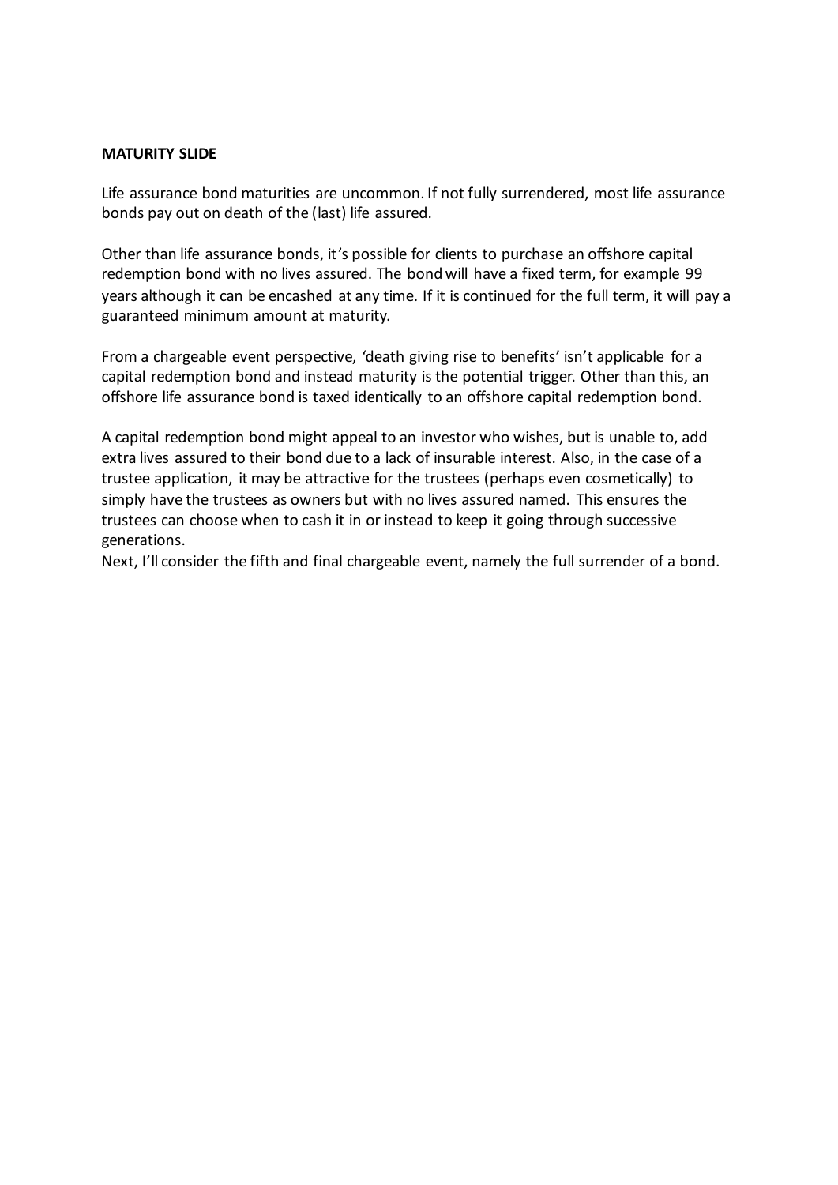**MATURITY SLIDE**

Life assurance bond maturities are uncommon. If not fully surrendered, most life assurance bonds pay out on death of the (last) life assured.

Other than life assurance bonds, it's possible for clients to purchase an offshore capital redemption bond with no lives assured. The bond will have a fixed term, for example 99 years although it can be encashed at any time. If it is continued for the full term, it will pay a guaranteed minimum amount at maturity.

From a chargeable event perspective, 'death giving rise to benefits' isn't applicable for a capital redemption bond and instead maturity is the potential trigger. Other than this, an offshore life assurance bond is taxed identically to an offshore capital redemption bond.

A capital redemption bond might appeal to an investor who wishes, but is unable to, add extra lives assured to their bond due to a lack of insurable interest. Also, in the case of a trustee application, it may be attractive for the trustees (perhaps even cosmetically) to simply have the trustees as owners but with no lives assured named. This ensures the trustees can choose when to cash it in or instead to keep it going through successive generations.
Next, I'll consider the fifth and final chargeable event, namely the full surrender of a bond.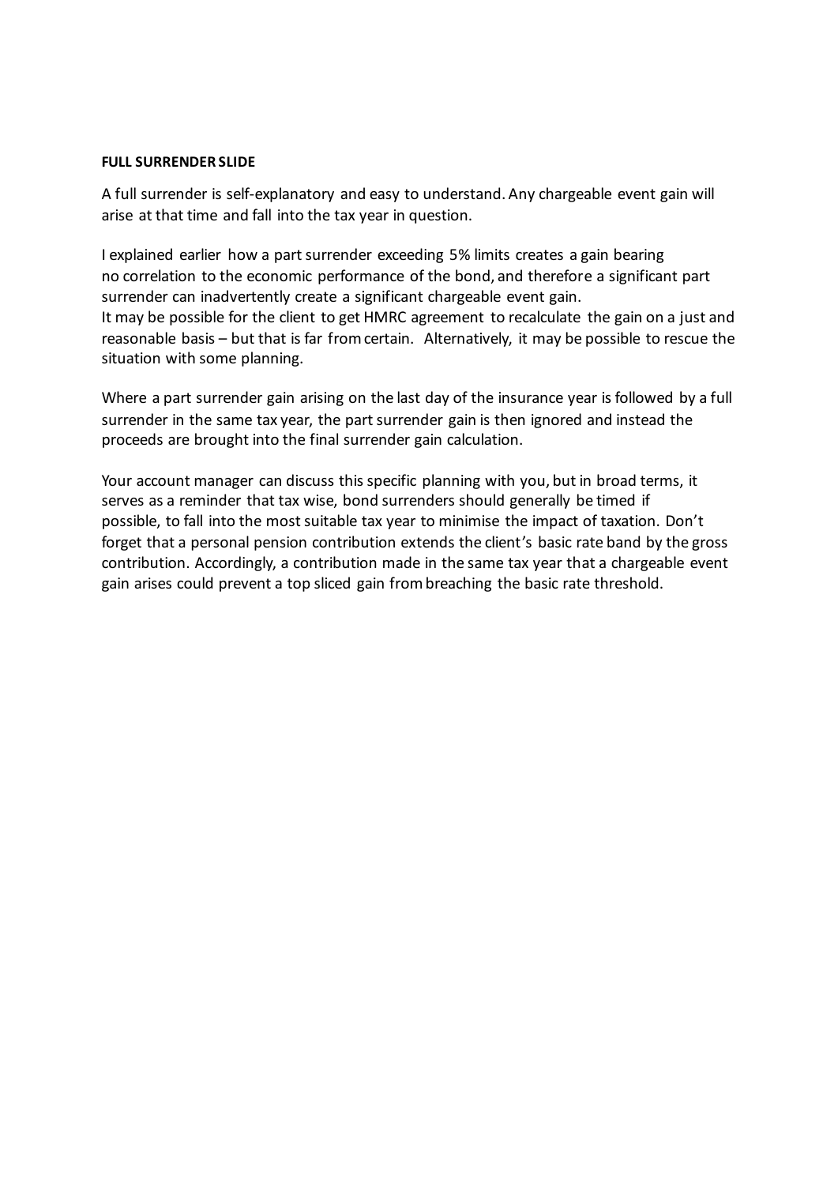**FULL SURRENDER SLIDE**

A full surrender is self-explanatory and easy to understand. Any chargeable event gain will arise at that time and fall into the tax year in question.

I explained earlier how a part surrender exceeding 5% limits creates a gain bearing no correlation to the economic performance of the bond, and therefore a significant part surrender can inadvertently create a significant chargeable event gain.
It may be possible for the client to get HMRC agreement to recalculate the gain on a just and reasonable basis – but that is far from certain. Alternatively, it may be possible to rescue the situation with some planning.

Where a part surrender gain arising on the last day of the insurance year is followed by a full surrender in the same tax year, the part surrender gain is then ignored and instead the proceeds are brought into the final surrender gain calculation.

Your account manager can discuss this specific planning with you, but in broad terms, it serves as a reminder that tax wise, bond surrenders should generally be timed if possible, to fall into the most suitable tax year to minimise the impact of taxation. Don't forget that a personal pension contribution extends the client's basic rate band by the gross contribution. Accordingly, a contribution made in the same tax year that a chargeable event gain arises could prevent a top sliced gain from breaching the basic rate threshold.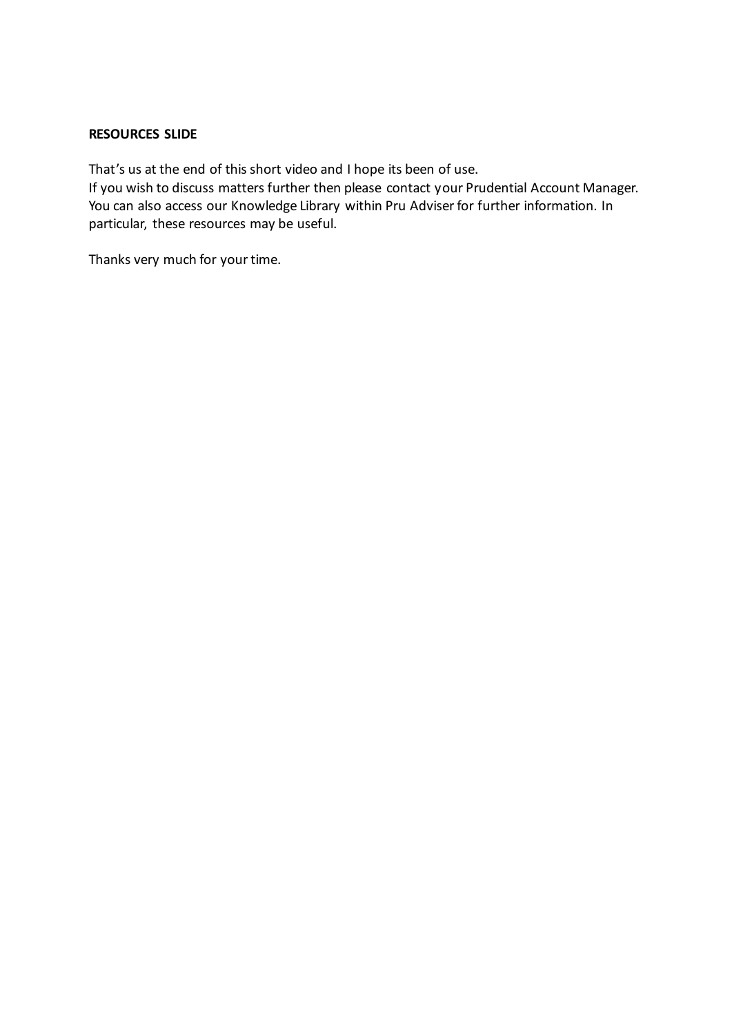**RESOURCES SLIDE**

That's us at the end of this short video and I hope its been of use.
If you wish to discuss matters further then please contact your Prudential Account Manager.
You can also access our Knowledge Library within Pru Adviser for further information. In particular, these resources may be useful.

Thanks very much for your time.